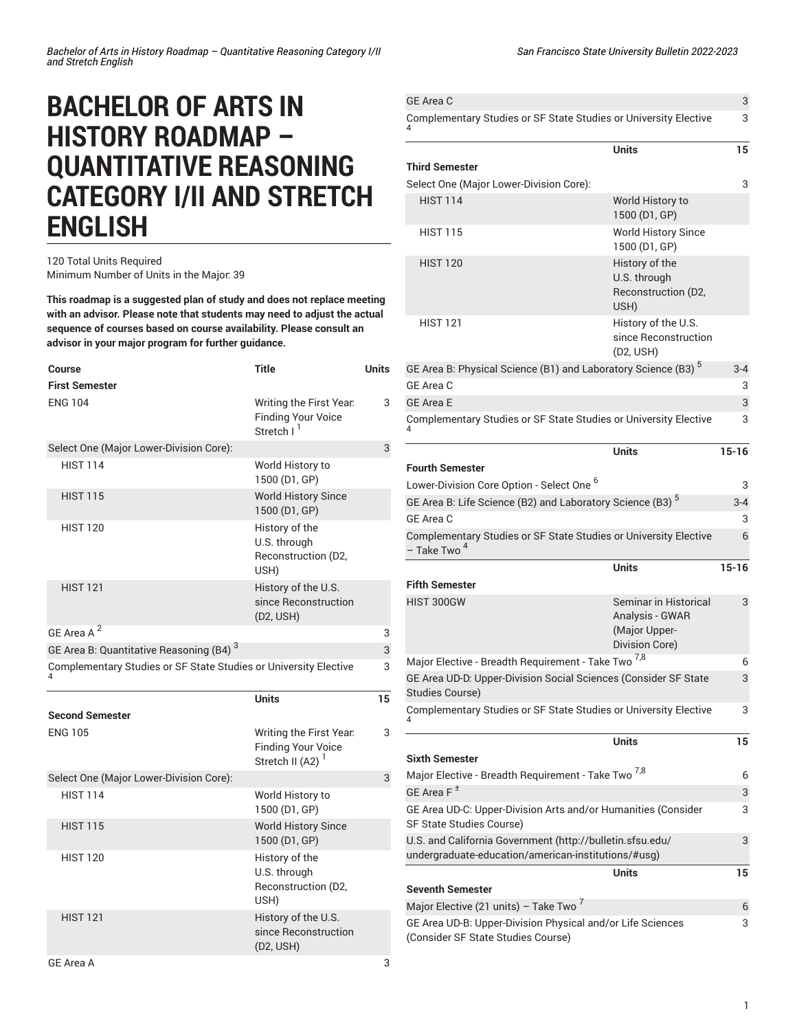# BACHELOR OF ARTS IN HISTORY ROADMAP – QUANTITATIVE REASONING CATEGORY I/II AND STRETCH ENGLISH

120 Total Units Required
Minimum Number of Units in the Major: 39

**This roadmap is a suggested plan of study and does not replace meeting with an advisor. Please note that students may need to adjust the actual sequence of courses based on course availability. Please consult an advisor in your major program for further guidance.**

| Course | Title | Units |
|---|---|---|
| **First Semester** | | |
| ENG 104 | Writing the First Year: Finding Your Voice Stretch I [1] | 3 |
| Select One (Major Lower-Division Core): | | 3 |
| HIST 114 | World History to 1500 (D1, GP) | |
| HIST 115 | World History Since 1500 (D1, GP) | |
| HIST 120 | History of the U.S. through Reconstruction (D2, USH) | |
| HIST 121 | History of the U.S. since Reconstruction (D2, USH) | |
| GE Area A [2] | | 3 |
| GE Area B: Quantitative Reasoning (B4) [3] | | 3 |
| Complementary Studies or SF State Studies or University Elective [4] | | 3 |
| | **Units** | **15** |
| **Second Semester** | | |
| ENG 105 | Writing the First Year: Finding Your Voice Stretch II (A2) [1] | 3 |
| Select One (Major Lower-Division Core): | | 3 |
| HIST 114 | World History to 1500 (D1, GP) | |
| HIST 115 | World History Since 1500 (D1, GP) | |
| HIST 120 | History of the U.S. through Reconstruction (D2, USH) | |
| HIST 121 | History of the U.S. since Reconstruction (D2, USH) | |
| GE Area A | | 3 |
| GE Area C | | 3 |
| Complementary Studies or SF State Studies or University Elective [4] | | 3 |
| | **Units** | **15** |
| **Third Semester** | | |
| Select One (Major Lower-Division Core): | | 3 |
| HIST 114 | World History to 1500 (D1, GP) | |
| HIST 115 | World History Since 1500 (D1, GP) | |
| HIST 120 | History of the U.S. through Reconstruction (D2, USH) | |
| HIST 121 | History of the U.S. since Reconstruction (D2, USH) | |
| GE Area B: Physical Science (B1) and Laboratory Science (B3) [5] | | 3-4 |
| GE Area C | | 3 |
| GE Area E | | 3 |
| Complementary Studies or SF State Studies or University Elective [4] | | 3 |
| | **Units** | **15-16** |
| **Fourth Semester** | | |
| Lower-Division Core Option - Select One [6] | | 3 |
| GE Area B: Life Science (B2) and Laboratory Science (B3) [5] | | 3-4 |
| GE Area C | | 3 |
| Complementary Studies or SF State Studies or University Elective – Take Two [4] | | 6 |
| | **Units** | **15-16** |
| **Fifth Semester** | | |
| HIST 300GW | Seminar in Historical Analysis - GWAR (Major Upper-Division Core) | 3 |
| Major Elective - Breadth Requirement - Take Two [7,8] | | 6 |
| GE Area UD-D: Upper-Division Social Sciences (Consider SF State Studies Course) | | 3 |
| Complementary Studies or SF State Studies or University Elective [4] | | 3 |
| | **Units** | **15** |
| **Sixth Semester** | | |
| Major Elective - Breadth Requirement - Take Two [7,8] | | 6 |
| GE Area F [±] | | 3 |
| GE Area UD-C: Upper-Division Arts and/or Humanities (Consider SF State Studies Course) | | 3 |
| U.S. and California Government (http://bulletin.sfsu.edu/undergraduate-education/american-institutions/#usg) | | 3 |
| | **Units** | **15** |
| **Seventh Semester** | | |
| Major Elective (21 units) – Take Two [7] | | 6 |
| GE Area UD-B: Upper-Division Physical and/or Life Sciences (Consider SF State Studies Course) | | 3 |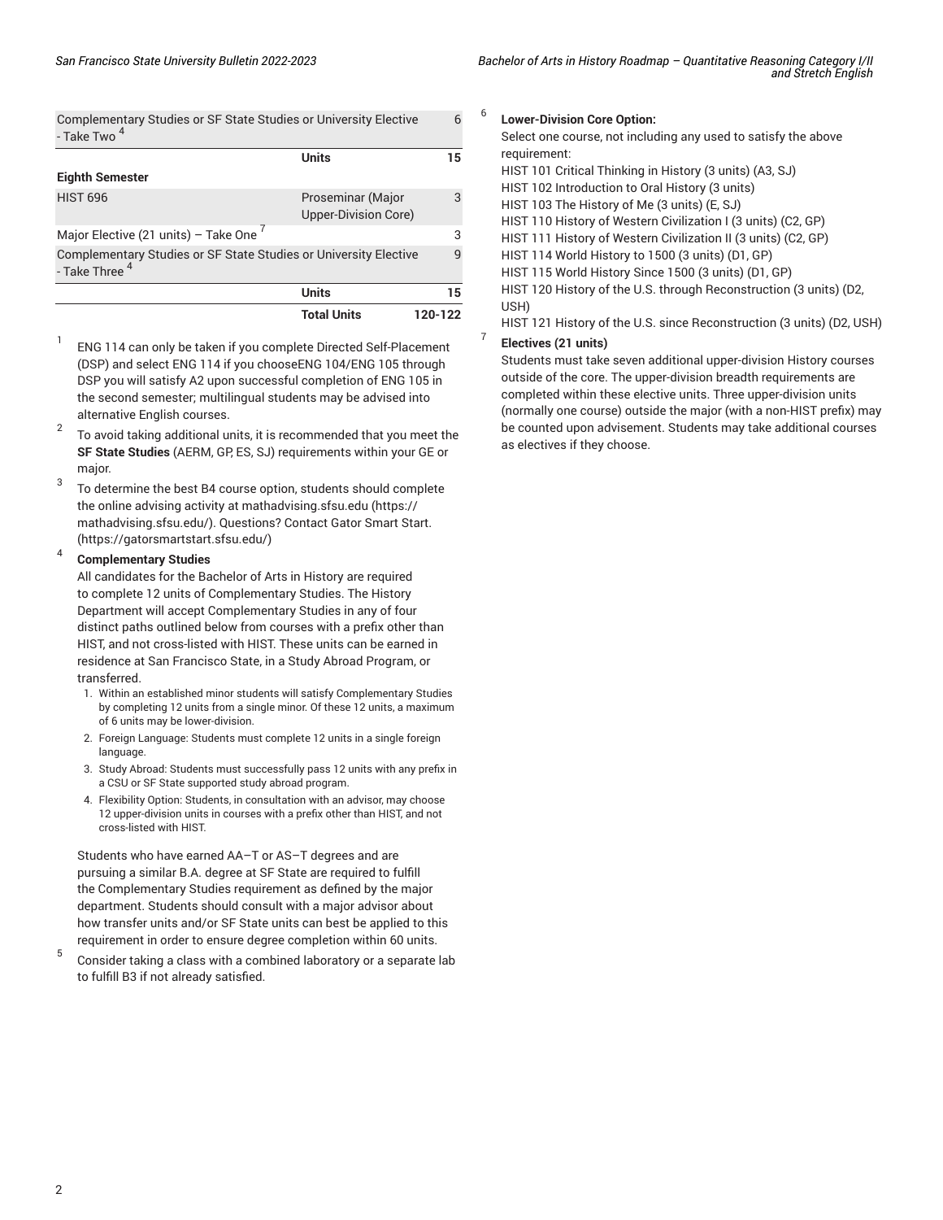| Course | Title | Units |
| --- | --- | --- |
| Complementary Studies or SF State Studies or University Elective - Take Two [4] | | 6 |
| | **Units** | **15** |
| **Eighth Semester** | | |
| HIST 696 | Proseminar (Major Upper-Division Core) | 3 |
| Major Elective (21 units) – Take One [7] | | 3 |
| Complementary Studies or SF State Studies or University Elective - Take Three [4] | | 9 |
| | **Units** | **15** |
| | **Total Units** | **120-122** |

[1] ENG 114 can only be taken if you complete Directed Self-Placement (DSP) and select ENG 114 if you chooseENG 104/ENG 105 through DSP you will satisfy A2 upon successful completion of ENG 105 in the second semester; multilingual students may be advised into alternative English courses.

[2] To avoid taking additional units, it is recommended that you meet the **SF State Studies** (AERM, GP, ES, SJ) requirements within your GE or major.

[3] To determine the best B4 course option, students should complete the online advising activity at mathadvising.sfsu.edu (https://mathadvising.sfsu.edu/). Questions? Contact Gator Smart Start. (https://gatorsmartstart.sfsu.edu/)

[4] **Complementary Studies**

All candidates for the Bachelor of Arts in History are required to complete 12 units of Complementary Studies. The History Department will accept Complementary Studies in any of four distinct paths outlined below from courses with a prefix other than HIST, and not cross-listed with HIST. These units can be earned in residence at San Francisco State, in a Study Abroad Program, or transferred.

1. Within an established minor students will satisfy Complementary Studies by completing 12 units from a single minor. Of these 12 units, a maximum of 6 units may be lower-division.
2. Foreign Language: Students must complete 12 units in a single foreign language.
3. Study Abroad: Students must successfully pass 12 units with any prefix in a CSU or SF State supported study abroad program.
4. Flexibility Option: Students, in consultation with an advisor, may choose 12 upper-division units in courses with a prefix other than HIST, and not cross-listed with HIST.

Students who have earned AA–T or AS–T degrees and are pursuing a similar B.A. degree at SF State are required to fulfill the Complementary Studies requirement as defined by the major department. Students should consult with a major advisor about how transfer units and/or SF State units can best be applied to this requirement in order to ensure degree completion within 60 units.

[5] Consider taking a class with a combined laboratory or a separate lab to fulfill B3 if not already satisfied.

[6] **Lower-Division Core Option:**

Select one course, not including any used to satisfy the above requirement:

HIST 101 Critical Thinking in History (3 units) (A3, SJ)
HIST 102 Introduction to Oral History (3 units)
HIST 103 The History of Me (3 units) (E, SJ)
HIST 110 History of Western Civilization I (3 units) (C2, GP)
HIST 111 History of Western Civilization II (3 units) (C2, GP)
HIST 114 World History to 1500 (3 units) (D1, GP)
HIST 115 World History Since 1500 (3 units) (D1, GP)
HIST 120 History of the U.S. through Reconstruction (3 units) (D2, USH)
HIST 121 History of the U.S. since Reconstruction (3 units) (D2, USH)

[7] **Electives (21 units)**

Students must take seven additional upper-division History courses outside of the core. The upper-division breadth requirements are completed within these elective units. Three upper-division units (normally one course) outside the major (with a non-HIST prefix) may be counted upon advisement. Students may take additional courses as electives if they choose.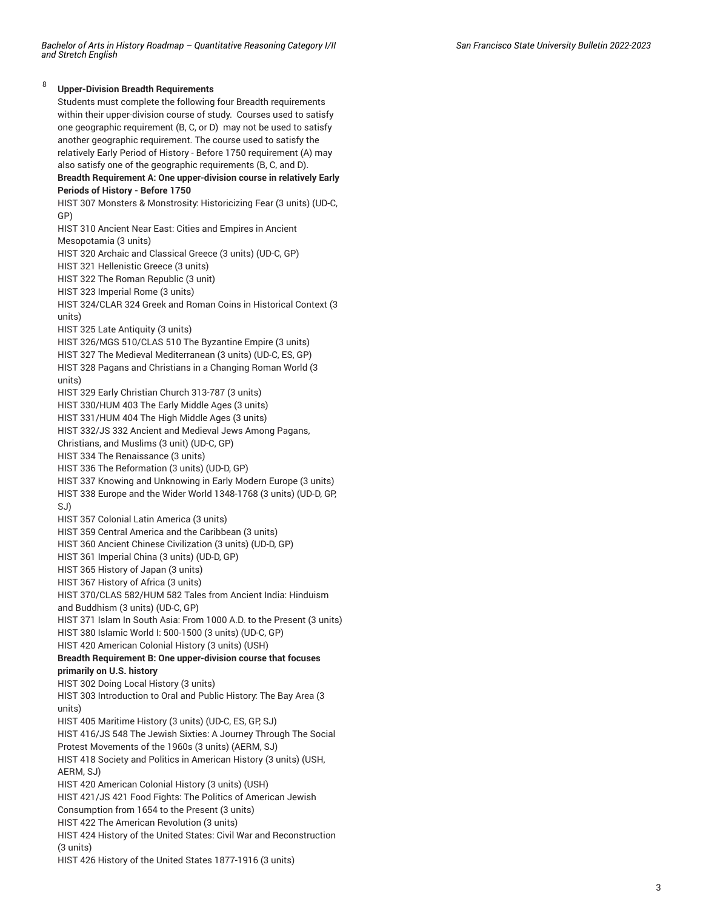[8] **Upper-Division Breadth Requirements**

Students must complete the following four Breadth requirements within their upper-division course of study. Courses used to satisfy one geographic requirement (B, C, or D) may not be used to satisfy another geographic requirement. The course used to satisfy the relatively Early Period of History - Before 1750 requirement (A) may also satisfy one of the geographic requirements (B, C, and D).

**Breadth Requirement A: One upper-division course in relatively Early Periods of History - Before 1750**

HIST 307 Monsters & Monstrosity: Historicizing Fear (3 units) (UD-C, GP)
HIST 310 Ancient Near East: Cities and Empires in Ancient Mesopotamia (3 units)
HIST 320 Archaic and Classical Greece (3 units) (UD-C, GP)
HIST 321 Hellenistic Greece (3 units)
HIST 322 The Roman Republic (3 unit)
HIST 323 Imperial Rome (3 units)
HIST 324/CLAR 324 Greek and Roman Coins in Historical Context (3 units)
HIST 325 Late Antiquity (3 units)
HIST 326/MGS 510/CLAS 510 The Byzantine Empire (3 units)
HIST 327 The Medieval Mediterranean (3 units) (UD-C, ES, GP)
HIST 328 Pagans and Christians in a Changing Roman World (3 units)
HIST 329 Early Christian Church 313-787 (3 units)
HIST 330/HUM 403 The Early Middle Ages (3 units)
HIST 331/HUM 404 The High Middle Ages (3 units)
HIST 332/JS 332 Ancient and Medieval Jews Among Pagans, Christians, and Muslims (3 unit) (UD-C, GP)
HIST 334 The Renaissance (3 units)
HIST 336 The Reformation (3 units) (UD-D, GP)
HIST 337 Knowing and Unknowing in Early Modern Europe (3 units)
HIST 338 Europe and the Wider World 1348-1768 (3 units) (UD-D, GP, SJ)
HIST 357 Colonial Latin America (3 units)
HIST 359 Central America and the Caribbean (3 units)
HIST 360 Ancient Chinese Civilization (3 units) (UD-D, GP)
HIST 361 Imperial China (3 units) (UD-D, GP)
HIST 365 History of Japan (3 units)
HIST 367 History of Africa (3 units)
HIST 370/CLAS 582/HUM 582 Tales from Ancient India: Hinduism and Buddhism (3 units) (UD-C, GP)
HIST 371 Islam In South Asia: From 1000 A.D. to the Present (3 units)
HIST 380 Islamic World I: 500-1500 (3 units) (UD-C, GP)
HIST 420 American Colonial History (3 units) (USH)

**Breadth Requirement B: One upper-division course that focuses primarily on U.S. history**

HIST 302 Doing Local History (3 units)
HIST 303 Introduction to Oral and Public History: The Bay Area (3 units)
HIST 405 Maritime History (3 units) (UD-C, ES, GP, SJ)
HIST 416/JS 548 The Jewish Sixties: A Journey Through The Social Protest Movements of the 1960s (3 units) (AERM, SJ)
HIST 418 Society and Politics in American History (3 units) (USH, AERM, SJ)
HIST 420 American Colonial History (3 units) (USH)
HIST 421/JS 421 Food Fights: The Politics of American Jewish Consumption from 1654 to the Present (3 units)
HIST 422 The American Revolution (3 units)
HIST 424 History of the United States: Civil War and Reconstruction (3 units)
HIST 426 History of the United States 1877-1916 (3 units)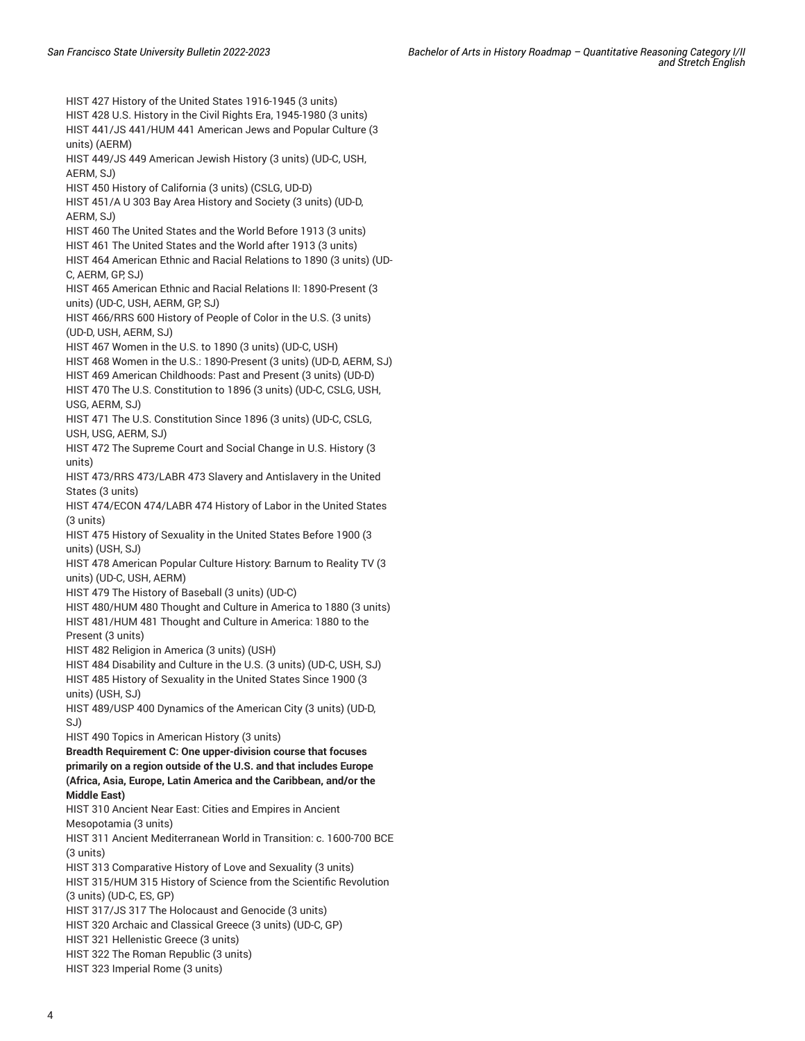HIST 427 History of the United States 1916-1945 (3 units)
HIST 428 U.S. History in the Civil Rights Era, 1945-1980 (3 units)
HIST 441/JS 441/HUM 441 American Jews and Popular Culture (3 units) (AERM)
HIST 449/JS 449 American Jewish History (3 units) (UD-C, USH, AERM, SJ)
HIST 450 History of California (3 units) (CSLG, UD-D)
HIST 451/A U 303 Bay Area History and Society (3 units) (UD-D, AERM, SJ)
HIST 460 The United States and the World Before 1913 (3 units)
HIST 461 The United States and the World after 1913 (3 units)
HIST 464 American Ethnic and Racial Relations to 1890 (3 units) (UD-C, AERM, GP, SJ)
HIST 465 American Ethnic and Racial Relations II: 1890-Present (3 units) (UD-C, USH, AERM, GP, SJ)
HIST 466/RRS 600 History of People of Color in the U.S. (3 units) (UD-D, USH, AERM, SJ)
HIST 467 Women in the U.S. to 1890 (3 units) (UD-C, USH)
HIST 468 Women in the U.S.: 1890-Present (3 units) (UD-D, AERM, SJ)
HIST 469 American Childhoods: Past and Present (3 units) (UD-D)
HIST 470 The U.S. Constitution to 1896 (3 units) (UD-C, CSLG, USH, USG, AERM, SJ)
HIST 471 The U.S. Constitution Since 1896 (3 units) (UD-C, CSLG, USH, USG, AERM, SJ)
HIST 472 The Supreme Court and Social Change in U.S. History (3 units)
HIST 473/RRS 473/LABR 473 Slavery and Antislavery in the United States (3 units)
HIST 474/ECON 474/LABR 474 History of Labor in the United States (3 units)
HIST 475 History of Sexuality in the United States Before 1900 (3 units) (USH, SJ)
HIST 478 American Popular Culture History: Barnum to Reality TV (3 units) (UD-C, USH, AERM)
HIST 479 The History of Baseball (3 units) (UD-C)
HIST 480/HUM 480 Thought and Culture in America to 1880 (3 units)
HIST 481/HUM 481 Thought and Culture in America: 1880 to the Present (3 units)
HIST 482 Religion in America (3 units) (USH)
HIST 484 Disability and Culture in the U.S. (3 units) (UD-C, USH, SJ)
HIST 485 History of Sexuality in the United States Since 1900 (3 units) (USH, SJ)
HIST 489/USP 400 Dynamics of the American City (3 units) (UD-D, SJ)
HIST 490 Topics in American History (3 units)

**Breadth Requirement C: One upper-division course that focuses primarily on a region outside of the U.S. and that includes Europe (Africa, Asia, Europe, Latin America and the Caribbean, and/or the Middle East)**

HIST 310 Ancient Near East: Cities and Empires in Ancient Mesopotamia (3 units)
HIST 311 Ancient Mediterranean World in Transition: c. 1600-700 BCE (3 units)
HIST 313 Comparative History of Love and Sexuality (3 units)
HIST 315/HUM 315 History of Science from the Scientific Revolution (3 units) (UD-C, ES, GP)
HIST 317/JS 317 The Holocaust and Genocide (3 units)
HIST 320 Archaic and Classical Greece (3 units) (UD-C, GP)
HIST 321 Hellenistic Greece (3 units)
HIST 322 The Roman Republic (3 units)
HIST 323 Imperial Rome (3 units)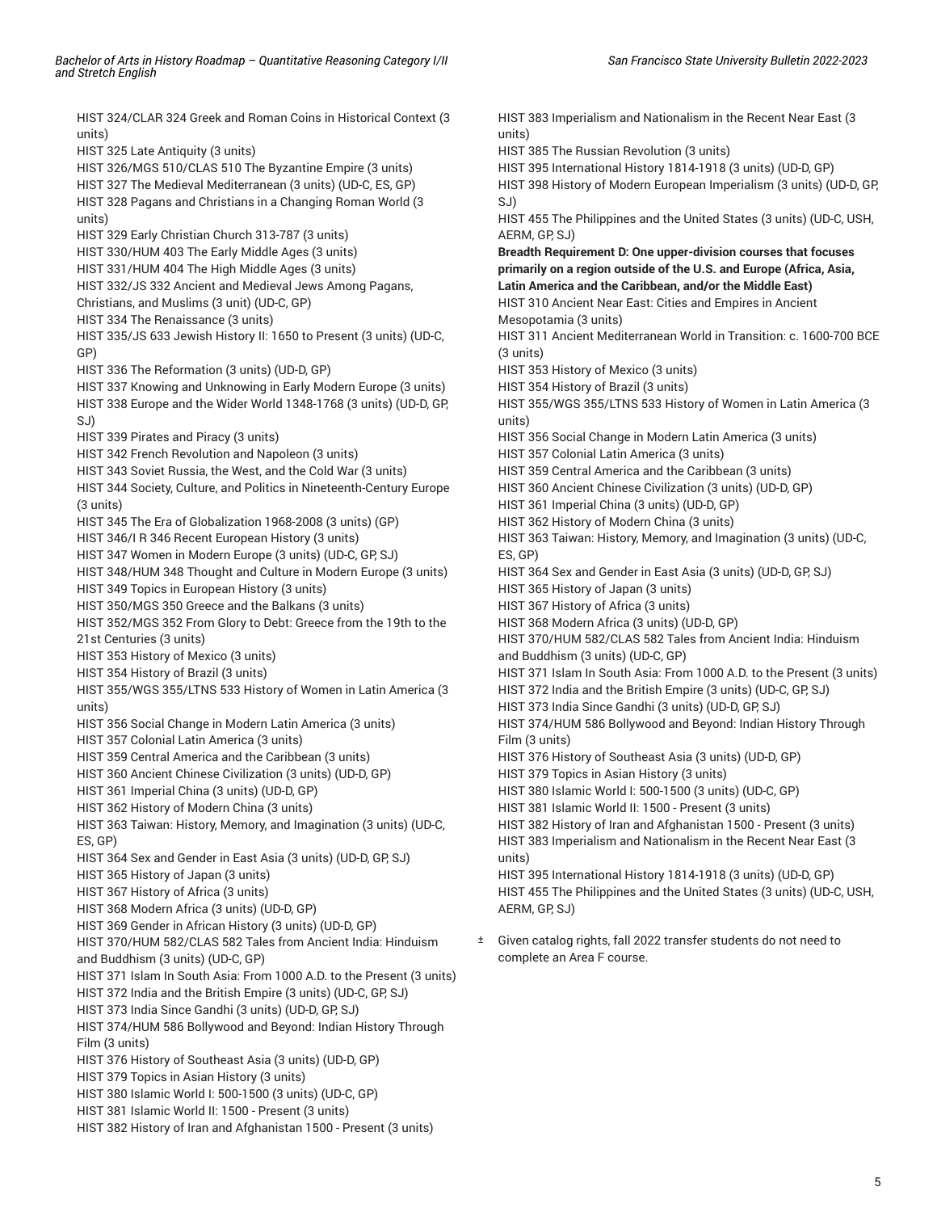HIST 324/CLAR 324 Greek and Roman Coins in Historical Context (3 units)
HIST 325 Late Antiquity (3 units)
HIST 326/MGS 510/CLAS 510 The Byzantine Empire (3 units)
HIST 327 The Medieval Mediterranean (3 units) (UD-C, ES, GP)
HIST 328 Pagans and Christians in a Changing Roman World (3 units)
HIST 329 Early Christian Church 313-787 (3 units)
HIST 330/HUM 403 The Early Middle Ages (3 units)
HIST 331/HUM 404 The High Middle Ages (3 units)
HIST 332/JS 332 Ancient and Medieval Jews Among Pagans, Christians, and Muslims (3 unit) (UD-C, GP)
HIST 334 The Renaissance (3 units)
HIST 335/JS 633 Jewish History II: 1650 to Present (3 units) (UD-C, GP)
HIST 336 The Reformation (3 units) (UD-D, GP)
HIST 337 Knowing and Unknowing in Early Modern Europe (3 units)
HIST 338 Europe and the Wider World 1348-1768 (3 units) (UD-D, GP, SJ)
HIST 339 Pirates and Piracy (3 units)
HIST 342 French Revolution and Napoleon (3 units)
HIST 343 Soviet Russia, the West, and the Cold War (3 units)
HIST 344 Society, Culture, and Politics in Nineteenth-Century Europe (3 units)
HIST 345 The Era of Globalization 1968-2008 (3 units) (GP)
HIST 346/I R 346 Recent European History (3 units)
HIST 347 Women in Modern Europe (3 units) (UD-C, GP, SJ)
HIST 348/HUM 348 Thought and Culture in Modern Europe (3 units)
HIST 349 Topics in European History (3 units)
HIST 350/MGS 350 Greece and the Balkans (3 units)
HIST 352/MGS 352 From Glory to Debt: Greece from the 19th to the 21st Centuries (3 units)
HIST 353 History of Mexico (3 units)
HIST 354 History of Brazil (3 units)
HIST 355/WGS 355/LTNS 533 History of Women in Latin America (3 units)
HIST 356 Social Change in Modern Latin America (3 units)
HIST 357 Colonial Latin America (3 units)
HIST 359 Central America and the Caribbean (3 units)
HIST 360 Ancient Chinese Civilization (3 units) (UD-D, GP)
HIST 361 Imperial China (3 units) (UD-D, GP)
HIST 362 History of Modern China (3 units)
HIST 363 Taiwan: History, Memory, and Imagination (3 units) (UD-C, ES, GP)
HIST 364 Sex and Gender in East Asia (3 units) (UD-D, GP, SJ)
HIST 365 History of Japan (3 units)
HIST 367 History of Africa (3 units)
HIST 368 Modern Africa (3 units) (UD-D, GP)
HIST 369 Gender in African History (3 units) (UD-D, GP)
HIST 370/HUM 582/CLAS 582 Tales from Ancient India: Hinduism and Buddhism (3 units) (UD-C, GP)
HIST 371 Islam In South Asia: From 1000 A.D. to the Present (3 units)
HIST 372 India and the British Empire (3 units) (UD-C, GP, SJ)
HIST 373 India Since Gandhi (3 units) (UD-D, GP, SJ)
HIST 374/HUM 586 Bollywood and Beyond: Indian History Through Film (3 units)
HIST 376 History of Southeast Asia (3 units) (UD-D, GP)
HIST 379 Topics in Asian History (3 units)
HIST 380 Islamic World I: 500-1500 (3 units) (UD-C, GP)
HIST 381 Islamic World II: 1500 - Present (3 units)
HIST 382 History of Iran and Afghanistan 1500 - Present (3 units)
HIST 383 Imperialism and Nationalism in the Recent Near East (3 units)
HIST 385 The Russian Revolution (3 units)
HIST 395 International History 1814-1918 (3 units) (UD-D, GP)
HIST 398 History of Modern European Imperialism (3 units) (UD-D, GP, SJ)
HIST 455 The Philippines and the United States (3 units) (UD-C, USH, AERM, GP, SJ)

**Breadth Requirement D: One upper-division courses that focuses primarily on a region outside of the U.S. and Europe (Africa, Asia, Latin America and the Caribbean, and/or the Middle East)**

HIST 310 Ancient Near East: Cities and Empires in Ancient Mesopotamia (3 units)
HIST 311 Ancient Mediterranean World in Transition: c. 1600-700 BCE (3 units)
HIST 353 History of Mexico (3 units)
HIST 354 History of Brazil (3 units)
HIST 355/WGS 355/LTNS 533 History of Women in Latin America (3 units)
HIST 356 Social Change in Modern Latin America (3 units)
HIST 357 Colonial Latin America (3 units)
HIST 359 Central America and the Caribbean (3 units)
HIST 360 Ancient Chinese Civilization (3 units) (UD-D, GP)
HIST 361 Imperial China (3 units) (UD-D, GP)
HIST 362 History of Modern China (3 units)
HIST 363 Taiwan: History, Memory, and Imagination (3 units) (UD-C, ES, GP)
HIST 364 Sex and Gender in East Asia (3 units) (UD-D, GP, SJ)
HIST 365 History of Japan (3 units)
HIST 367 History of Africa (3 units)
HIST 368 Modern Africa (3 units) (UD-D, GP)
HIST 370/HUM 582/CLAS 582 Tales from Ancient India: Hinduism and Buddhism (3 units) (UD-C, GP)
HIST 371 Islam In South Asia: From 1000 A.D. to the Present (3 units)
HIST 372 India and the British Empire (3 units) (UD-C, GP, SJ)
HIST 373 India Since Gandhi (3 units) (UD-D, GP, SJ)
HIST 374/HUM 586 Bollywood and Beyond: Indian History Through Film (3 units)
HIST 376 History of Southeast Asia (3 units) (UD-D, GP)
HIST 379 Topics in Asian History (3 units)
HIST 380 Islamic World I: 500-1500 (3 units) (UD-C, GP)
HIST 381 Islamic World II: 1500 - Present (3 units)
HIST 382 History of Iran and Afghanistan 1500 - Present (3 units)
HIST 383 Imperialism and Nationalism in the Recent Near East (3 units)
HIST 395 International History 1814-1918 (3 units) (UD-D, GP)
HIST 455 The Philippines and the United States (3 units) (UD-C, USH, AERM, GP, SJ)

± Given catalog rights, fall 2022 transfer students do not need to complete an Area F course.